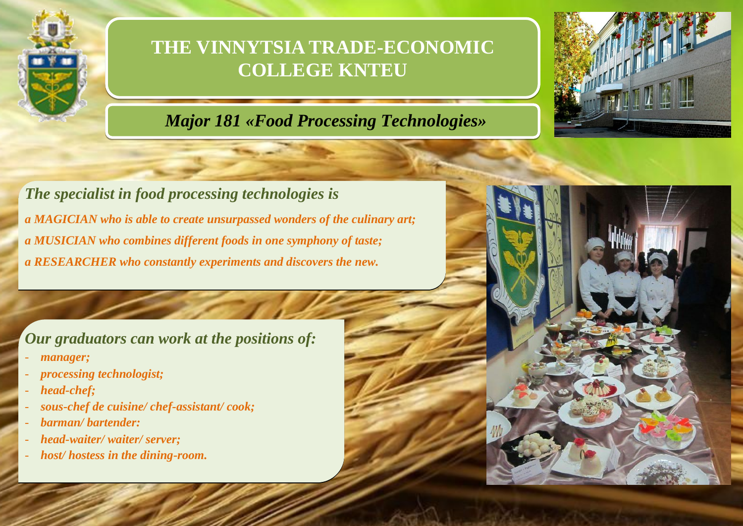# THE VINNYTSIA TRADE-ECONOMIC COLLEGE KNTEU

## *Major 181 «Food Processing Technologies»*

### *The specialist in food processing technologies is*

***a MAGICIAN who is able to create unsurpassed wonders of the culinary art;***

***a MUSICIAN who combines different foods in one symphony of taste;***

***a RESEARCHER who constantly experiments and discovers the new.***

### *Our graduators can work at the positions of:*

- ***manager;***
- ***processing technologist;***
- ***head-chef;***
- ***sous-chef de cuisine/ chef-assistant/ cook;***
- ***barman/ bartender:***
- ***head-waiter/ waiter/ server;***
- ***host/ hostess in the dining-room.***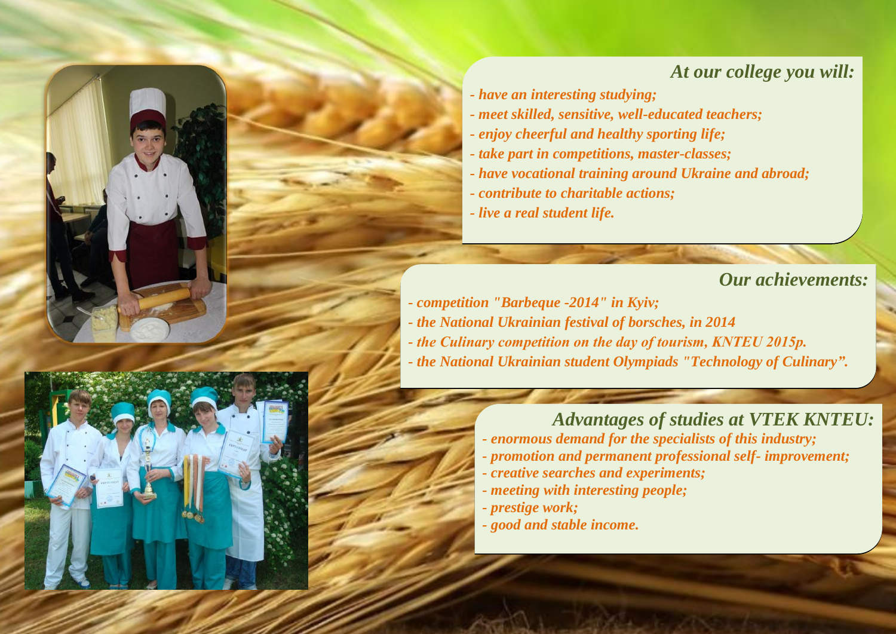## *At our college you will:*

- *have an interesting studying;*
- *meet skilled, sensitive, well-educated teachers;*
- *enjoy cheerful and healthy sporting life;*
- *take part in competitions, master-classes;*
- *have vocational training around Ukraine and abroad;*
- *contribute to charitable actions;*
- *live a real student life.*

## *Our achievements:*

- *competition "Barbeque -2014" in Kyiv;*
- *the National Ukrainian festival of borsches, in 2014*
- *the Culinary competition on the day of tourism, KNTEU 2015p.*
- *the National Ukrainian student Olympiads "Technology of Culinary".*

## *Advantages of studies at VTEK KNTEU:*

- *enormous demand for the specialists of this industry;*
- *promotion and permanent professional self- improvement;*
- *creative searches and experiments;*
- *meeting with interesting people;*
- *prestige work;*
- *good and stable income.*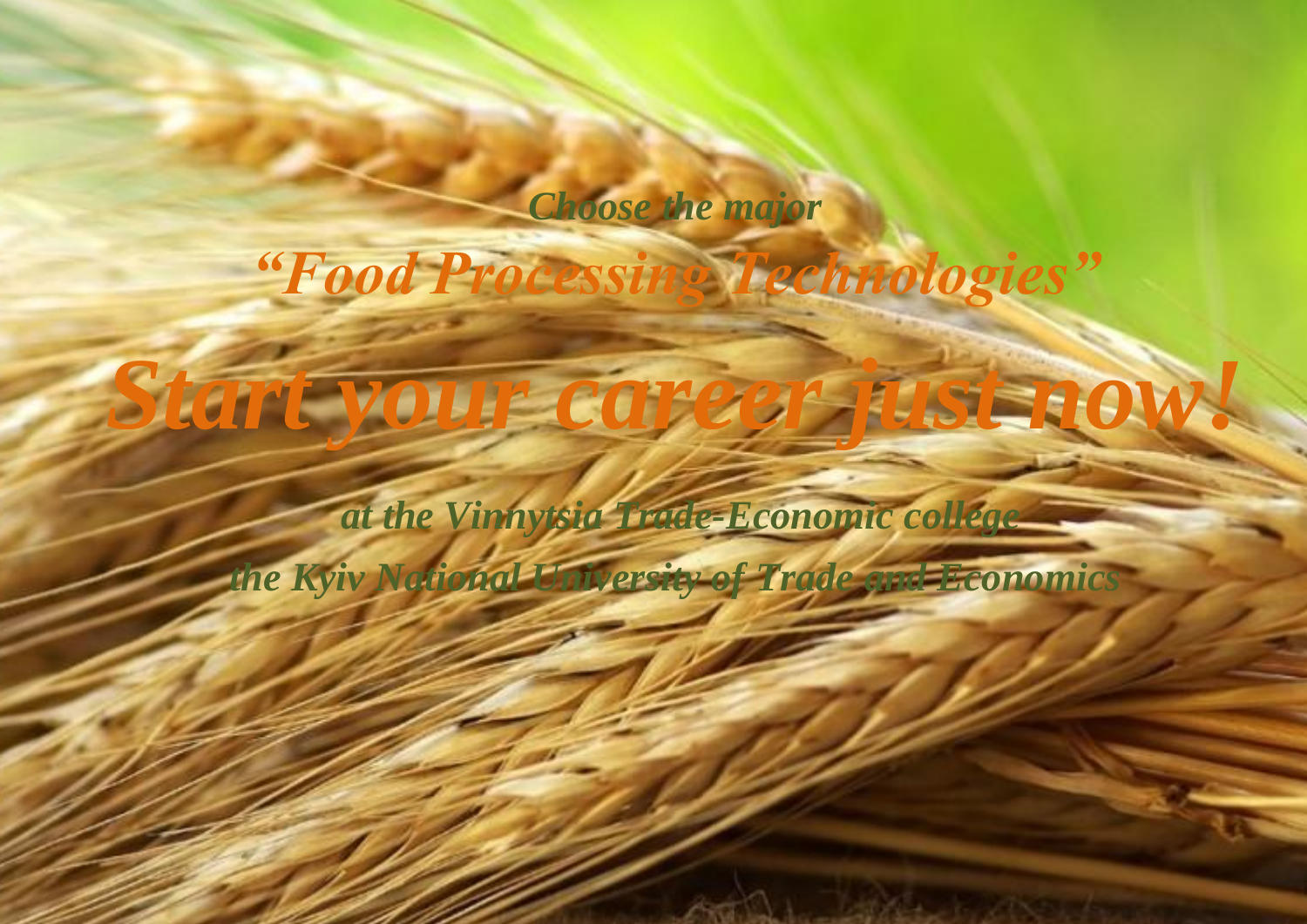*Choose the major*

# *“Food Processing Technologies”*

# *Start your career just now!*

*at the Vinnytsia Trade-Economic college*

*the Kyiv National University of Trade and Economics*